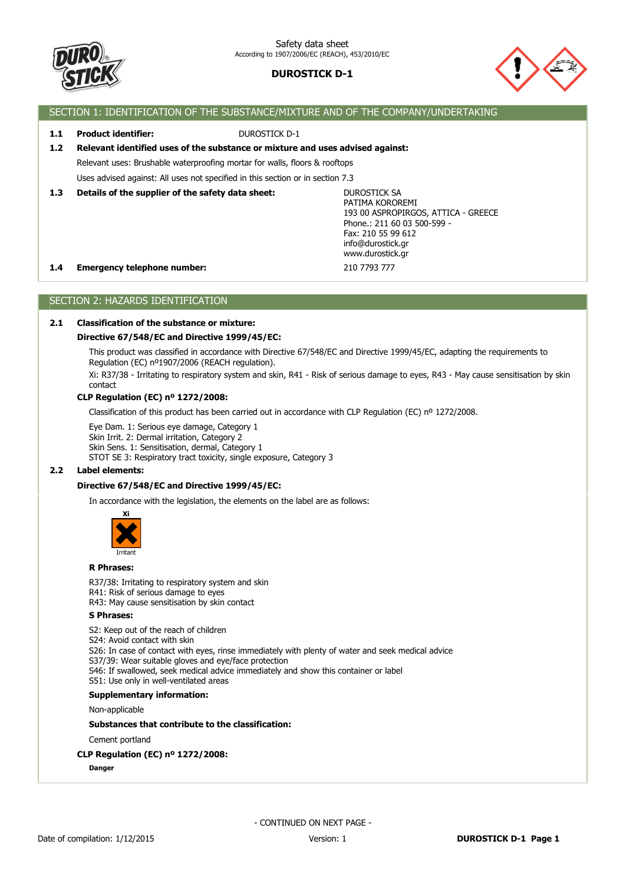Safety data sheet
According to 1907/2006/EC (REACH), 453/2010/EC

**DUROSTICK D-1**

## SECTION 1: IDENTIFICATION OF THE SUBSTANCE/MIXTURE AND OF THE COMPANY/UNDERTAKING

**1.1 Product identifier:** DUROSTICK D-1

**1.2 Relevant identified uses of the substance or mixture and uses advised against:**

Relevant uses: Brushable waterproofing mortar for walls, floors & rooftops

Uses advised against: All uses not specified in this section or in section 7.3

**1.3 Details of the supplier of the safety data sheet:**

DUROSTICK SA
PATIMA KOROREMI
193 00 ASPROPIRGOS, ATTICA - GREECE
Phone.: 211 60 03 500-599 -
Fax: 210 55 99 612
info@durostick.gr
www.durostick.gr

**1.4 Emergency telephone number:** 210 7793 777

## SECTION 2: HAZARDS IDENTIFICATION

**2.1 Classification of the substance or mixture:**

**Directive 67/548/EC and Directive 1999/45/EC:**

This product was classified in accordance with Directive 67/548/EC and Directive 1999/45/EC, adapting the requirements to Regulation (EC) nº1907/2006 (REACH regulation).

Xi: R37/38 - Irritating to respiratory system and skin, R41 - Risk of serious damage to eyes, R43 - May cause sensitisation by skin contact

**CLP Regulation (EC) nº 1272/2008:**

Classification of this product has been carried out in accordance with CLP Regulation (EC) nº 1272/2008.

Eye Dam. 1: Serious eye damage, Category 1
Skin Irrit. 2: Dermal irritation, Category 2
Skin Sens. 1: Sensitisation, dermal, Category 1
STOT SE 3: Respiratory tract toxicity, single exposure, Category 3

**2.2 Label elements:**

**Directive 67/548/EC and Directive 1999/45/EC:**

In accordance with the legislation, the elements on the label are as follows:

Xi
Irritant

**R Phrases:**

R37/38: Irritating to respiratory system and skin
R41: Risk of serious damage to eyes
R43: May cause sensitisation by skin contact

**S Phrases:**

S2: Keep out of the reach of children
S24: Avoid contact with skin
S26: In case of contact with eyes, rinse immediately with plenty of water and seek medical advice
S37/39: Wear suitable gloves and eye/face protection
S46: If swallowed, seek medical advice immediately and show this container or label
S51: Use only in well-ventilated areas

**Supplementary information:**

Non-applicable

**Substances that contribute to the classification:**

Cement portland

**CLP Regulation (EC) nº 1272/2008:**

**Danger**

- CONTINUED ON NEXT PAGE -

Date of compilation: 1/12/2015 Version: 1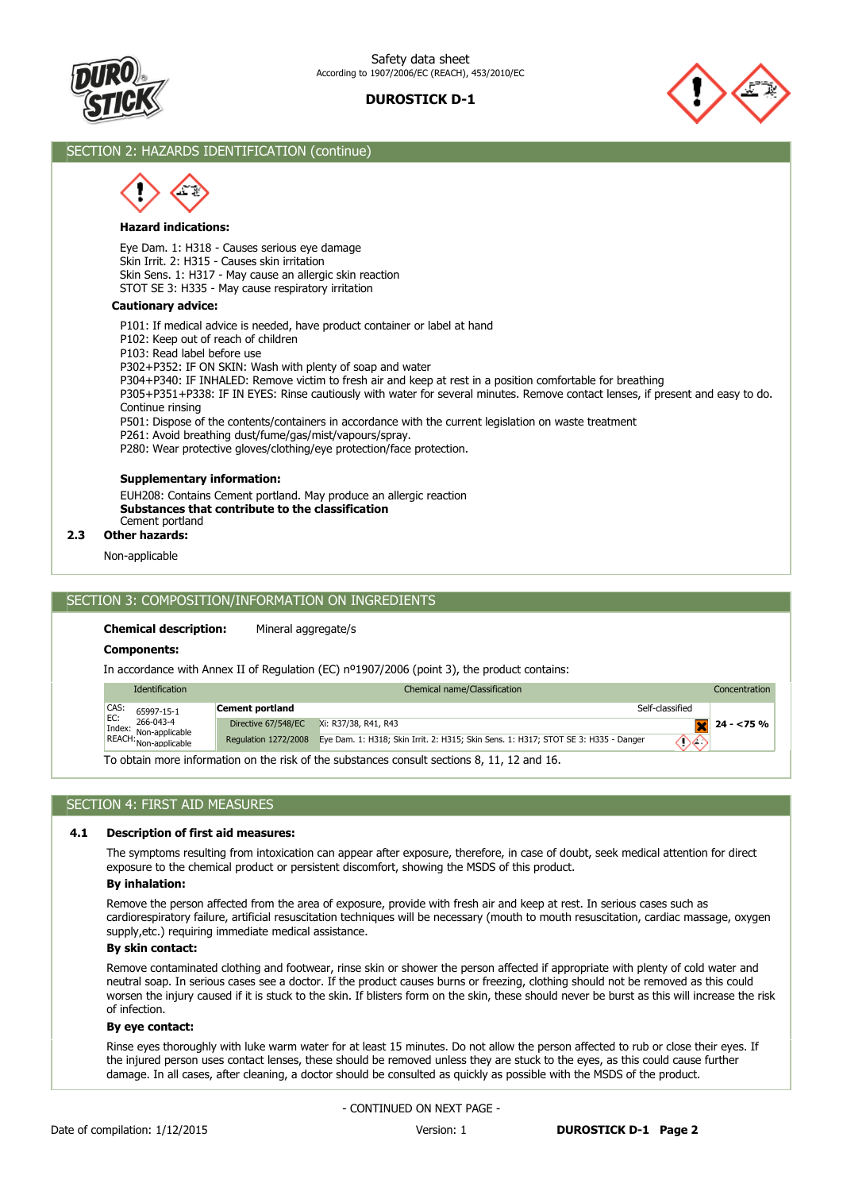## SECTION 2: HAZARDS IDENTIFICATION (continue)

**Hazard indications:**

Eye Dam. 1: H318 - Causes serious eye damage
Skin Irrit. 2: H315 - Causes skin irritation
Skin Sens. 1: H317 - May cause an allergic skin reaction
STOT SE 3: H335 - May cause respiratory irritation

**Cautionary advice:**

P101: If medical advice is needed, have product container or label at hand
P102: Keep out of reach of children
P103: Read label before use
P302+P352: IF ON SKIN: Wash with plenty of soap and water
P304+P340: IF INHALED: Remove victim to fresh air and keep at rest in a position comfortable for breathing
P305+P351+P338: IF IN EYES: Rinse cautiously with water for several minutes. Remove contact lenses, if present and easy to do. Continue rinsing
P501: Dispose of the contents/containers in accordance with the current legislation on waste treatment
P261: Avoid breathing dust/fume/gas/mist/vapours/spray.
P280: Wear protective gloves/clothing/eye protection/face protection.

**Supplementary information:**

EUH208: Contains Cement portland. May produce an allergic reaction
**Substances that contribute to the classification**
Cement portland

**2.3 Other hazards:**

Non-applicable

## SECTION 3: COMPOSITION/INFORMATION ON INGREDIENTS

**Chemical description:** Mineral aggregate/s

**Components:**

In accordance with Annex II of Regulation (EC) nº1907/2006 (point 3), the product contains:

| Identification | | Chemical name/Classification | | Concentration |
|---|---|---|---|---|
| CAS: 65997-15-1<br>EC: 266-043-4<br>Index: Non-applicable<br>REACH: Non-applicable | **Cement portland** | | Self-classified | 24 - <75 % |
| | Directive 67/548/EC | Xi: R37/38, R41, R43 | | |
| | Regulation 1272/2008 | Eye Dam. 1: H318; Skin Irrit. 2: H315; Skin Sens. 1: H317; STOT SE 3: H335 - Danger | | |

To obtain more information on the risk of the substances consult sections 8, 11, 12 and 16.

## SECTION 4: FIRST AID MEASURES

**4.1 Description of first aid measures:**

The symptoms resulting from intoxication can appear after exposure, therefore, in case of doubt, seek medical attention for direct exposure to the chemical product or persistent discomfort, showing the MSDS of this product.

**By inhalation:**

Remove the person affected from the area of exposure, provide with fresh air and keep at rest. In serious cases such as cardiorespiratory failure, artificial resuscitation techniques will be necessary (mouth to mouth resuscitation, cardiac massage, oxygen supply,etc.) requiring immediate medical assistance.

**By skin contact:**

Remove contaminated clothing and footwear, rinse skin or shower the person affected if appropriate with plenty of cold water and neutral soap. In serious cases see a doctor. If the product causes burns or freezing, clothing should not be removed as this could worsen the injury caused if it is stuck to the skin. If blisters form on the skin, these should never be burst as this will increase the risk of infection.

**By eye contact:**

Rinse eyes thoroughly with luke warm water for at least 15 minutes. Do not allow the person affected to rub or close their eyes. If the injured person uses contact lenses, these should be removed unless they are stuck to the eyes, as this could cause further damage. In all cases, after cleaning, a doctor should be consulted as quickly as possible with the MSDS of the product.

- CONTINUED ON NEXT PAGE -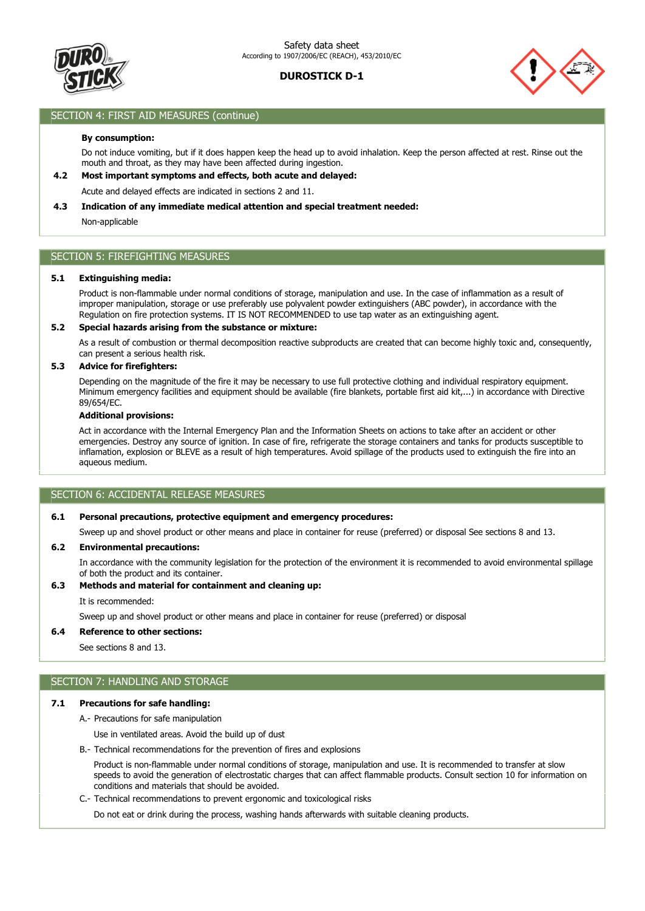## SECTION 4: FIRST AID MEASURES (continue)

**By consumption:**

Do not induce vomiting, but if it does happen keep the head up to avoid inhalation. Keep the person affected at rest. Rinse out the mouth and throat, as they may have been affected during ingestion.

**4.2 Most important symptoms and effects, both acute and delayed:**

Acute and delayed effects are indicated in sections 2 and 11.

**4.3 Indication of any immediate medical attention and special treatment needed:**

Non-applicable

## SECTION 5: FIREFIGHTING MEASURES

**5.1 Extinguishing media:**

Product is non-flammable under normal conditions of storage, manipulation and use. In the case of inflammation as a result of improper manipulation, storage or use preferably use polyvalent powder extinguishers (ABC powder), in accordance with the Regulation on fire protection systems. IT IS NOT RECOMMENDED to use tap water as an extinguishing agent.

**5.2 Special hazards arising from the substance or mixture:**

As a result of combustion or thermal decomposition reactive subproducts are created that can become highly toxic and, consequently, can present a serious health risk.

**5.3 Advice for firefighters:**

Depending on the magnitude of the fire it may be necessary to use full protective clothing and individual respiratory equipment. Minimum emergency facilities and equipment should be available (fire blankets, portable first aid kit,...) in accordance with Directive 89/654/EC.

**Additional provisions:**

Act in accordance with the Internal Emergency Plan and the Information Sheets on actions to take after an accident or other emergencies. Destroy any source of ignition. In case of fire, refrigerate the storage containers and tanks for products susceptible to inflamation, explosion or BLEVE as a result of high temperatures. Avoid spillage of the products used to extinguish the fire into an aqueous medium.

## SECTION 6: ACCIDENTAL RELEASE MEASURES

**6.1 Personal precautions, protective equipment and emergency procedures:**

Sweep up and shovel product or other means and place in container for reuse (preferred) or disposal See sections 8 and 13.

**6.2 Environmental precautions:**

In accordance with the community legislation for the protection of the environment it is recommended to avoid environmental spillage of both the product and its container.

**6.3 Methods and material for containment and cleaning up:**

It is recommended:

Sweep up and shovel product or other means and place in container for reuse (preferred) or disposal

**6.4 Reference to other sections:**

See sections 8 and 13.

## SECTION 7: HANDLING AND STORAGE

**7.1 Precautions for safe handling:**

A.- Precautions for safe manipulation

Use in ventilated areas. Avoid the build up of dust

B.- Technical recommendations for the prevention of fires and explosions

Product is non-flammable under normal conditions of storage, manipulation and use. It is recommended to transfer at slow speeds to avoid the generation of electrostatic charges that can affect flammable products. Consult section 10 for information on conditions and materials that should be avoided.

C.- Technical recommendations to prevent ergonomic and toxicological risks

Do not eat or drink during the process, washing hands afterwards with suitable cleaning products.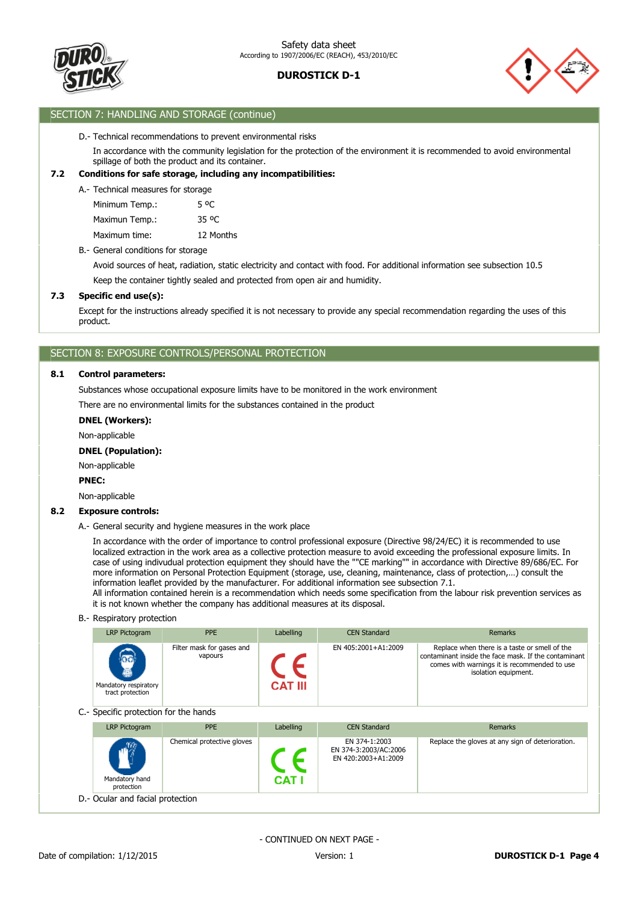## SECTION 7: HANDLING AND STORAGE (continue)

D.- Technical recommendations to prevent environmental risks

In accordance with the community legislation for the protection of the environment it is recommended to avoid environmental spillage of both the product and its container.

**7.2 Conditions for safe storage, including any incompatibilities:**

A.- Technical measures for storage

| | |
|---|---|
| Minimum Temp.: | 5 ºC |
| Maximun Temp.: | 35 ºC |
| Maximum time: | 12 Months |

B.- General conditions for storage

Avoid sources of heat, radiation, static electricity and contact with food. For additional information see subsection 10.5

Keep the container tightly sealed and protected from open air and humidity.

**7.3 Specific end use(s):**

Except for the instructions already specified it is not necessary to provide any special recommendation regarding the uses of this product.

## SECTION 8: EXPOSURE CONTROLS/PERSONAL PROTECTION

**8.1 Control parameters:**

Substances whose occupational exposure limits have to be monitored in the work environment

There are no environmental limits for the substances contained in the product

**DNEL (Workers):**

Non-applicable

**DNEL (Population):**

Non-applicable

**PNEC:**

Non-applicable

**8.2 Exposure controls:**

A.- General security and hygiene measures in the work place

In accordance with the order of importance to control professional exposure (Directive 98/24/EC) it is recommended to use localized extraction in the work area as a collective protection measure to avoid exceeding the professional exposure limits. In case of using indivudual protection equipment they should have the ""CE marking"" in accordance with Directive 89/686/EC. For more information on Personal Protection Equipment (storage, use, cleaning, maintenance, class of protection,…) consult the information leaflet provided by the manufacturer. For additional information see subsection 7.1.
All information contained herein is a recommendation which needs some specification from the labour risk prevention services as it is not known whether the company has additional measures at its disposal.

B.- Respiratory protection

| LRP Pictogram | PPE | Labelling | CEN Standard | Remarks |
|---|---|---|---|---|
| Mandatory respiratory tract protection | Filter mask for gases and vapours | CE CAT III | EN 405:2001+A1:2009 | Replace when there is a taste or smell of the contaminant inside the face mask. If the contaminant comes with warnings it is recommended to use isolation equipment. |

C.- Specific protection for the hands

| LRP Pictogram | PPE | Labelling | CEN Standard | Remarks |
|---|---|---|---|---|
| Mandatory hand protection | Chemical protective gloves | CE CAT I | EN 374-1:2003<br>EN 374-3:2003/AC:2006<br>EN 420:2003+A1:2009 | Replace the gloves at any sign of deterioration. |

D.- Ocular and facial protection

- CONTINUED ON NEXT PAGE -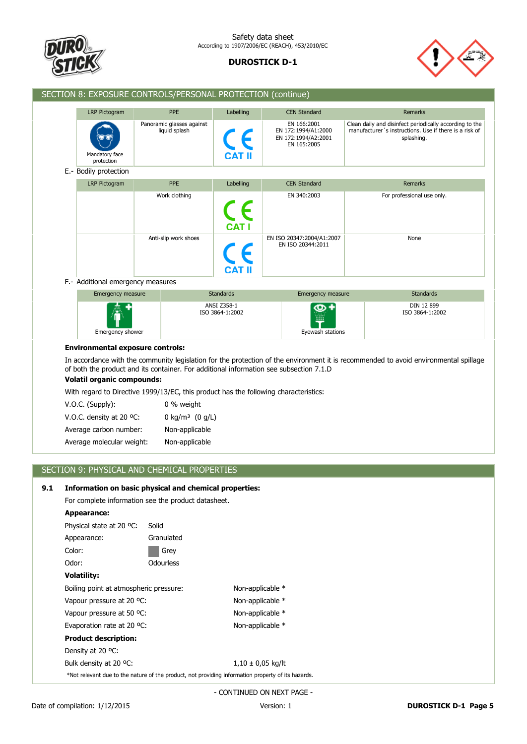## SECTION 8: EXPOSURE CONTROLS/PERSONAL PROTECTION (continue)

| LRP Pictogram | PPE | Labelling | CEN Standard | Remarks |
|---|---|---|---|---|
| Mandatory face protection | Panoramic glasses against liquid splash | CAT II | EN 166:2001 EN 172:1994/A1:2000 EN 172:1994/A2:2001 EN 165:2005 | Clean daily and disinfect periodically according to the manufacturer´s instructions. Use if there is a risk of splashing. |

E.- Bodily protection

| LRP Pictogram | PPE | Labelling | CEN Standard | Remarks |
|---|---|---|---|---|
| | Work clothing | CAT I | EN 340:2003 | For professional use only. |
| | Anti-slip work shoes | CAT II | EN ISO 20347:2004/A1:2007 EN ISO 20344:2011 | None |

F.- Additional emergency measures

| Emergency measure | Standards | Emergency measure | Standards |
|---|---|---|---|
| Emergency shower | ANSI Z358-1 ISO 3864-1:2002 | Eyewash stations | DIN 12 899 ISO 3864-1:2002 |

**Environmental exposure controls:**

In accordance with the community legislation for the protection of the environment it is recommended to avoid environmental spillage of both the product and its container. For additional information see subsection 7.1.D

**Volatil organic compounds:**

With regard to Directive 1999/13/EC, this product has the following characteristics:

V.O.C. (Supply): 0 % weight

V.O.C. density at 20 ºC: 0 kg/m³ (0 g/L)

Average carbon number: Non-applicable

Average molecular weight: Non-applicable

## SECTION 9: PHYSICAL AND CHEMICAL PROPERTIES

**9.1 Information on basic physical and chemical properties:**

For complete information see the product datasheet.

**Appearance:**

Physical state at 20 ºC: Solid

Appearance: Granulated

Color: Grey

Odor: Odourless

**Volatility:**

Boiling point at atmospheric pressure: Non-applicable *

Vapour pressure at 20 ºC: Non-applicable *

Vapour pressure at 50 ºC: Non-applicable *

Evaporation rate at 20 ºC: Non-applicable *

**Product description:**

Density at 20 ºC:

Bulk density at 20 ºC: 1,10 ± 0,05 kg/lt

*Not relevant due to the nature of the product, not providing information property of its hazards.

- CONTINUED ON NEXT PAGE -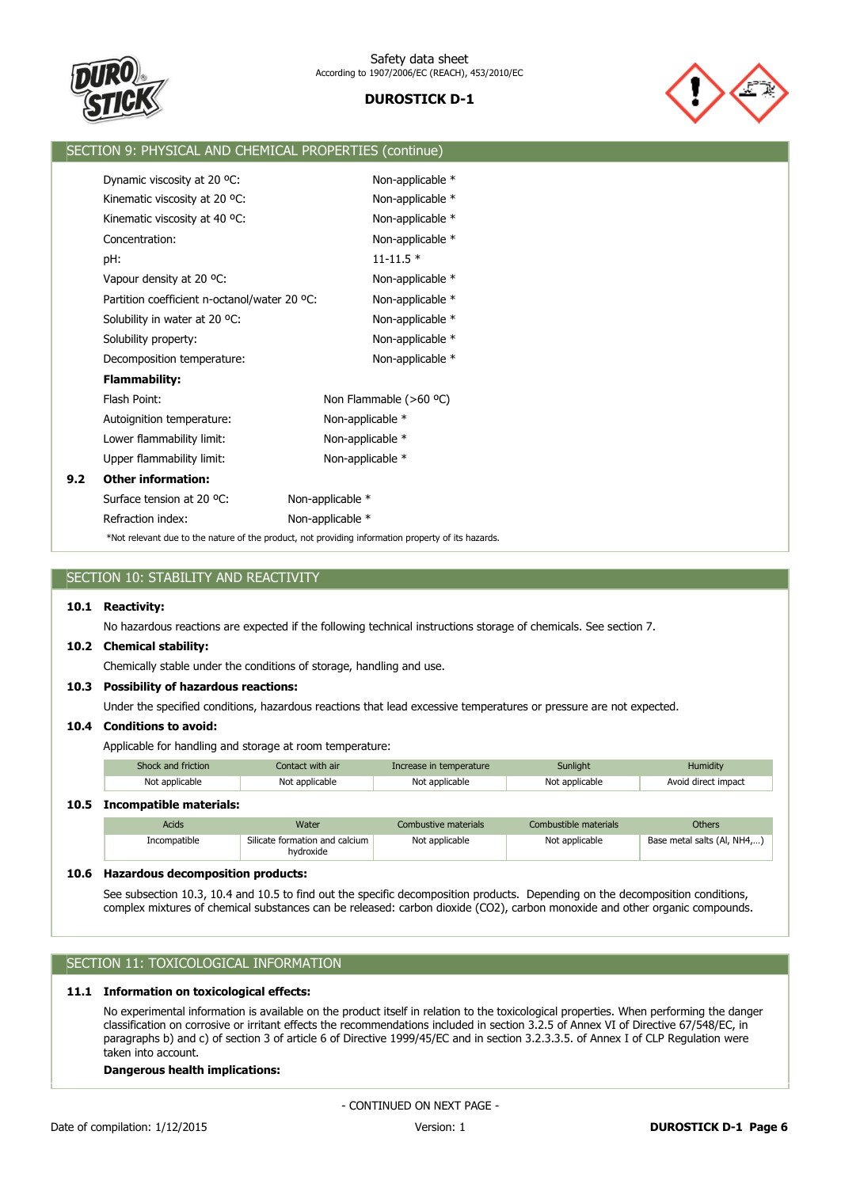## SECTION 9: PHYSICAL AND CHEMICAL PROPERTIES (continue)

| | |
|---|---|
| Dynamic viscosity at 20 ºC: | Non-applicable * |
| Kinematic viscosity at 20 ºC: | Non-applicable * |
| Kinematic viscosity at 40 ºC: | Non-applicable * |
| Concentration: | Non-applicable * |
| pH: | 11-11.5 * |
| Vapour density at 20 ºC: | Non-applicable * |
| Partition coefficient n-octanol/water 20 ºC: | Non-applicable * |
| Solubility in water at 20 ºC: | Non-applicable * |
| Solubility property: | Non-applicable * |
| Decomposition temperature: | Non-applicable * |

**Flammability:**

| | |
|---|---|
| Flash Point: | Non Flammable (>60 ºC) |
| Autoignition temperature: | Non-applicable * |
| Lower flammability limit: | Non-applicable * |
| Upper flammability limit: | Non-applicable * |

**9.2 Other information:**

| | |
|---|---|
| Surface tension at 20 ºC: | Non-applicable * |
| Refraction index: | Non-applicable * |

*Not relevant due to the nature of the product, not providing information property of its hazards.

## SECTION 10: STABILITY AND REACTIVITY

**10.1 Reactivity:**

No hazardous reactions are expected if the following technical instructions storage of chemicals. See section 7.

**10.2 Chemical stability:**

Chemically stable under the conditions of storage, handling and use.

**10.3 Possibility of hazardous reactions:**

Under the specified conditions, hazardous reactions that lead excessive temperatures or pressure are not expected.

**10.4 Conditions to avoid:**

Applicable for handling and storage at room temperature:

| Shock and friction | Contact with air | Increase in temperature | Sunlight | Humidity |
|---|---|---|---|---|
| Not applicable | Not applicable | Not applicable | Not applicable | Avoid direct impact |

**10.5 Incompatible materials:**

| Acids | Water | Combustive materials | Combustible materials | Others |
|---|---|---|---|---|
| Incompatible | Silicate formation and calcium hydroxide | Not applicable | Not applicable | Base metal salts (Al, NH4,...) |

**10.6 Hazardous decomposition products:**

See subsection 10.3, 10.4 and 10.5 to find out the specific decomposition products. Depending on the decomposition conditions, complex mixtures of chemical substances can be released: carbon dioxide ($CO_2$), carbon monoxide and other organic compounds.

## SECTION 11: TOXICOLOGICAL INFORMATION

**11.1 Information on toxicological effects:**

No experimental information is available on the product itself in relation to the toxicological properties. When performing the danger classification on corrosive or irritant effects the recommendations included in section 3.2.5 of Annex VI of Directive 67/548/EC, in paragraphs b) and c) of section 3 of article 6 of Directive 1999/45/EC and in section 3.2.3.3.5. of Annex I of CLP Regulation were taken into account.

**Dangerous health implications:**

- CONTINUED ON NEXT PAGE -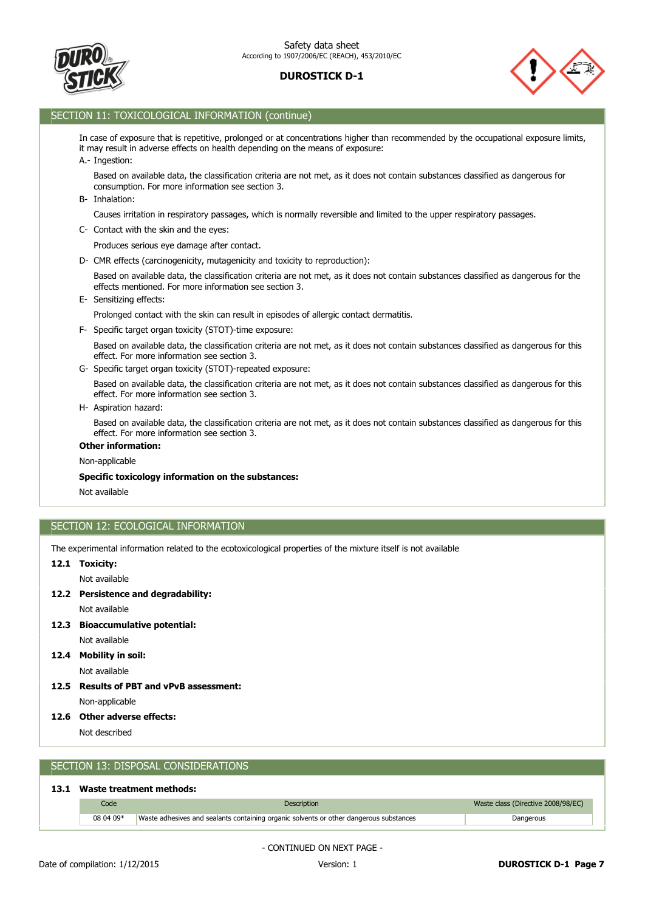## SECTION 11: TOXICOLOGICAL INFORMATION (continue)

In case of exposure that is repetitive, prolonged or at concentrations higher than recommended by the occupational exposure limits, it may result in adverse effects on health depending on the means of exposure:

A.- Ingestion:

Based on available data, the classification criteria are not met, as it does not contain substances classified as dangerous for consumption. For more information see section 3.

B- Inhalation:

Causes irritation in respiratory passages, which is normally reversible and limited to the upper respiratory passages.

C- Contact with the skin and the eyes:

Produces serious eye damage after contact.

D- CMR effects (carcinogenicity, mutagenicity and toxicity to reproduction):

Based on available data, the classification criteria are not met, as it does not contain substances classified as dangerous for the effects mentioned. For more information see section 3.

E- Sensitizing effects:

Prolonged contact with the skin can result in episodes of allergic contact dermatitis.

F- Specific target organ toxicity (STOT)-time exposure:

Based on available data, the classification criteria are not met, as it does not contain substances classified as dangerous for this effect. For more information see section 3.

G- Specific target organ toxicity (STOT)-repeated exposure:

Based on available data, the classification criteria are not met, as it does not contain substances classified as dangerous for this effect. For more information see section 3.

H- Aspiration hazard:

Based on available data, the classification criteria are not met, as it does not contain substances classified as dangerous for this effect. For more information see section 3.

**Other information:**

Non-applicable

**Specific toxicology information on the substances:**

Not available

## SECTION 12: ECOLOGICAL INFORMATION

The experimental information related to the ecotoxicological properties of the mixture itself is not available

**12.1 Toxicity:**

Not available

**12.2 Persistence and degradability:**

Not available

**12.3 Bioaccumulative potential:**

Not available

**12.4 Mobility in soil:**

Not available

**12.5 Results of PBT and vPvB assessment:**

Non-applicable

**12.6 Other adverse effects:**

Not described

## SECTION 13: DISPOSAL CONSIDERATIONS

**13.1 Waste treatment methods:**

| Code | Description | Waste class (Directive 2008/98/EC) |
|---|---|---|
| 08 04 09* | Waste adhesives and sealants containing organic solvents or other dangerous substances | Dangerous |

- CONTINUED ON NEXT PAGE -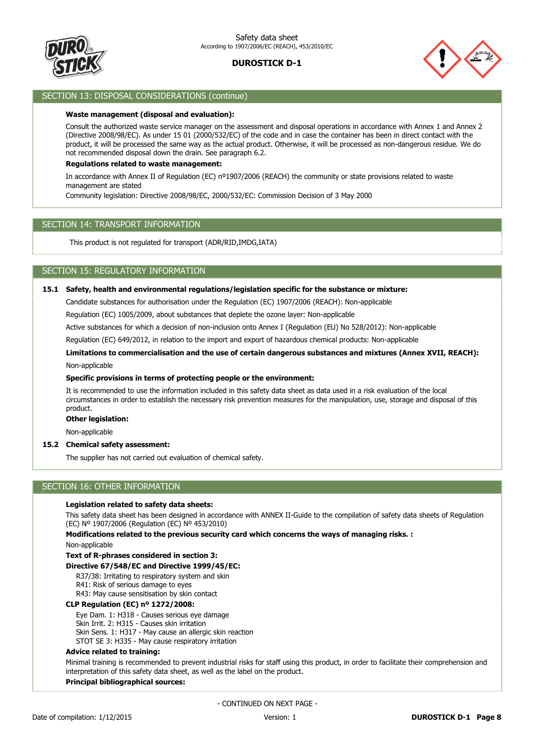## SECTION 13: DISPOSAL CONSIDERATIONS (continue)

**Waste management (disposal and evaluation):**

Consult the authorized waste service manager on the assessment and disposal operations in accordance with Annex 1 and Annex 2 (Directive 2008/98/EC). As under 15 01 (2000/532/EC) of the code and in case the container has been in direct contact with the product, it will be processed the same way as the actual product. Otherwise, it will be processed as non-dangerous residue. We do not recommended disposal down the drain. See paragraph 6.2.

**Regulations related to waste management:**

In accordance with Annex II of Regulation (EC) nº1907/2006 (REACH) the community or state provisions related to waste management are stated

Community legislation: Directive 2008/98/EC, 2000/532/EC: Commission Decision of 3 May 2000

## SECTION 14: TRANSPORT INFORMATION

This product is not regulated for transport (ADR/RID,IMDG,IATA)

## SECTION 15: REGULATORY INFORMATION

**15.1 Safety, health and environmental regulations/legislation specific for the substance or mixture:**

Candidate substances for authorisation under the Regulation (EC) 1907/2006 (REACH): Non-applicable

Regulation (EC) 1005/2009, about substances that deplete the ozone layer: Non-applicable

Active substances for which a decision of non-inclusion onto Annex I (Regulation (EU) No 528/2012): Non-applicable

Regulation (EC) 649/2012, in relation to the import and export of hazardous chemical products: Non-applicable

**Limitations to commercialisation and the use of certain dangerous substances and mixtures (Annex XVII, REACH):**

Non-applicable

**Specific provisions in terms of protecting people or the environment:**

It is recommended to use the information included in this safety data sheet as data used in a risk evaluation of the local circumstances in order to establish the necessary risk prevention measures for the manipulation, use, storage and disposal of this product.

**Other legislation:**

Non-applicable

**15.2 Chemical safety assessment:**

The supplier has not carried out evaluation of chemical safety.

## SECTION 16: OTHER INFORMATION

**Legislation related to safety data sheets:**

This safety data sheet has been designed in accordance with ANNEX II-Guide to the compilation of safety data sheets of Regulation (EC) Nº 1907/2006 (Regulation (EC) Nº 453/2010)

**Modifications related to the previous security card which concerns the ways of managing risks. :**

Non-applicable

**Text of R-phrases considered in section 3:**

**Directive 67/548/EC and Directive 1999/45/EC:**

R37/38: Irritating to respiratory system and skin
R41: Risk of serious damage to eyes
R43: May cause sensitisation by skin contact

**CLP Regulation (EC) nº 1272/2008:**

Eye Dam. 1: H318 - Causes serious eye damage
Skin Irrit. 2: H315 - Causes skin irritation
Skin Sens. 1: H317 - May cause an allergic skin reaction
STOT SE 3: H335 - May cause respiratory irritation

**Advice related to training:**

Minimal training is recommended to prevent industrial risks for staff using this product, in order to facilitate their comprehension and interpretation of this safety data sheet, as well as the label on the product.

**Principal bibliographical sources:**

- CONTINUED ON NEXT PAGE -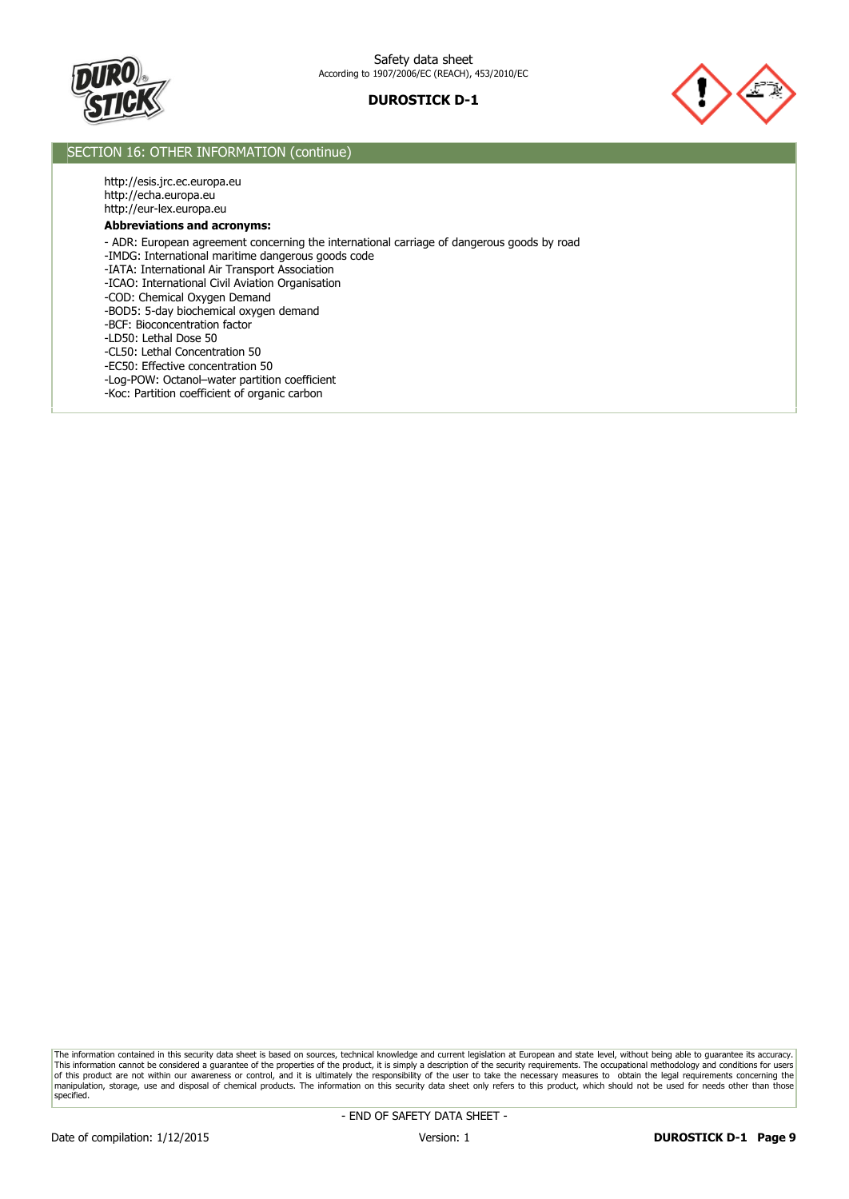## SECTION 16: OTHER INFORMATION (continue)

http://esis.jrc.ec.europa.eu
http://echa.europa.eu
http://eur-lex.europa.eu

**Abbreviations and acronyms:**

- ADR: European agreement concerning the international carriage of dangerous goods by road
-IMDG: International maritime dangerous goods code
-IATA: International Air Transport Association
-ICAO: International Civil Aviation Organisation
-COD: Chemical Oxygen Demand
-BOD5: 5-day biochemical oxygen demand
-BCF: Bioconcentration factor
-LD50: Lethal Dose 50
-CL50: Lethal Concentration 50
-EC50: Effective concentration 50
-Log-POW: Octanol–water partition coefficient
-Koc: Partition coefficient of organic carbon

The information contained in this security data sheet is based on sources, technical knowledge and current legislation at European and state level, without being able to guarantee its accuracy. This information cannot be considered a guarantee of the properties of the product, it is simply a description of the security requirements. The occupational methodology and conditions for users of this product are not within our awareness or control, and it is ultimately the responsibility of the user to take the necessary measures to obtain the legal requirements concerning the manipulation, storage, use and disposal of chemical products. The information on this security data sheet only refers to this product, which should not be used for needs other than those specified.

- END OF SAFETY DATA SHEET -